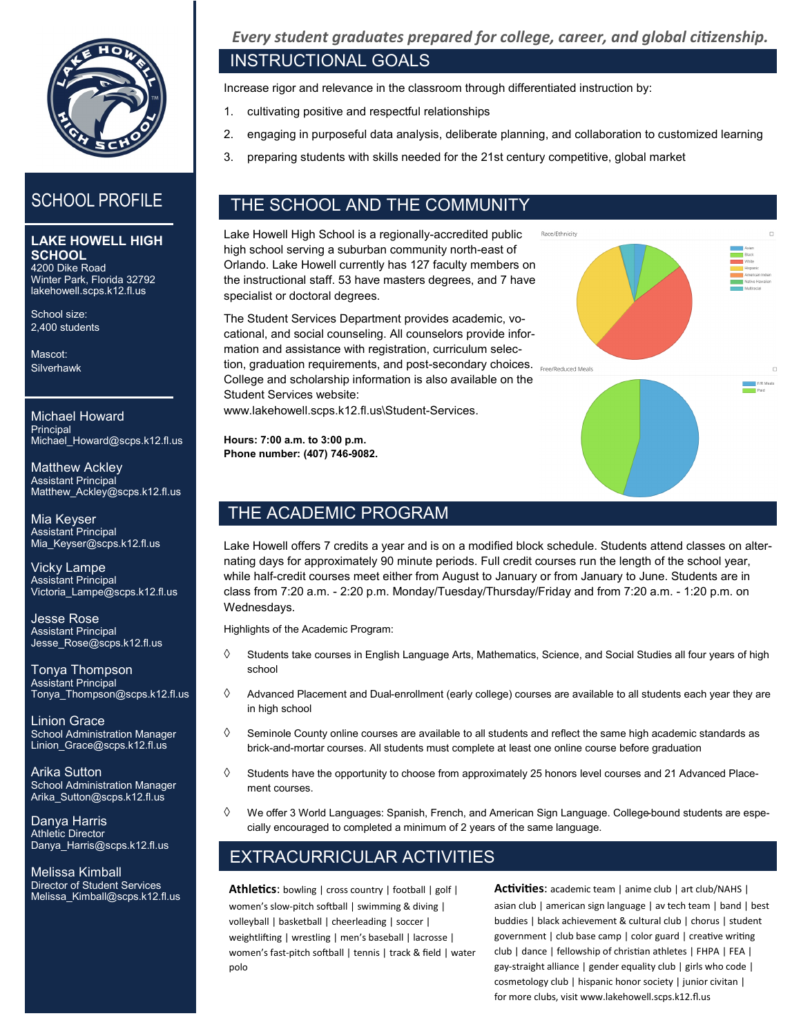# SCHOOL PROFILE

**LAKE HOWELL HIGH SCHOOL**
4200 Dike Road
Winter Park, Florida 32792
lakehowell.scps.k12.fl.us

School size:
2,400 students

Mascot:
Silverhawk

Michael Howard
Principal
Michael_Howard@scps.k12.fl.us

Matthew Ackley
Assistant Principal
Matthew_Ackley@scps.k12.fl.us

Mia Keyser
Assistant Principal
Mia_Keyser@scps.k12.fl.us

Vicky Lampe
Assistant Principal
Victoria_Lampe@scps.k12.fl.us

Jesse Rose
Assistant Principal
Jesse_Rose@scps.k12.fl.us

Tonya Thompson
Assistant Principal
Tonya_Thompson@scps.k12.fl.us

Linion Grace
School Administration Manager
Linion_Grace@scps.k12.fl.us

Arika Sutton
School Administration Manager
Arika_Sutton@scps.k12.fl.us

Danya Harris
Athletic Director
Danya_Harris@scps.k12.fl.us

Melissa Kimball
Director of Student Services
Melissa_Kimball@scps.k12.fl.us

*Every student graduates prepared for college, career, and global citizenship.*

## INSTRUCTIONAL GOALS

Increase rigor and relevance in the classroom through differentiated instruction by:

1. cultivating positive and respectful relationships
2. engaging in purposeful data analysis, deliberate planning, and collaboration to customized learning
3. preparing students with skills needed for the 21st century competitive, global market

## THE SCHOOL AND THE COMMUNITY

Lake Howell High School is a regionally-accredited public high school serving a suburban community north-east of Orlando. Lake Howell currently has 127 faculty members on the instructional staff. 53 have masters degrees, and 7 have specialist or doctoral degrees.

The Student Services Department provides academic, vocational, and social counseling. All counselors provide information and assistance with registration, curriculum selection, graduation requirements, and post-secondary choices. College and scholarship information is also available on the Student Services website: www.lakehowell.scps.k12.fl.us\Student-Services.

**Hours: 7:00 a.m. to 3:00 p.m.**
**Phone number: (407) 746-9082.**

Race/Ethnicity: Asian, Black, White, Hispanic, American Indian, Native Hawaiian, Multiracial

Free/Reduced Meals: F/R Meals, Paid

## THE ACADEMIC PROGRAM

Lake Howell offers 7 credits a year and is on a modified block schedule. Students attend classes on alternating days for approximately 90 minute periods. Full credit courses run the length of the school year, while half-credit courses meet either from August to January or from January to June. Students are in class from 7:20 a.m. - 2:20 p.m. Monday/Tuesday/Thursday/Friday and from 7:20 a.m. - 1:20 p.m. on Wednesdays.

Highlights of the Academic Program:

- Students take courses in English Language Arts, Mathematics, Science, and Social Studies all four years of high school
- Advanced Placement and Dual-enrollment (early college) courses are available to all students each year they are in high school
- Seminole County online courses are available to all students and reflect the same high academic standards as brick-and-mortar courses. All students must complete at least one online course before graduation
- Students have the opportunity to choose from approximately 25 honors level courses and 21 Advanced Placement courses.
- We offer 3 World Languages: Spanish, French, and American Sign Language. College-bound students are especially encouraged to completed a minimum of 2 years of the same language.

## EXTRACURRICULAR ACTIVITIES

**Athletics**: bowling | cross country | football | golf | women's slow-pitch softball | swimming & diving | volleyball | basketball | cheerleading | soccer | weightlifting | wrestling | men's baseball | lacrosse | women's fast-pitch softball | tennis | track & field | water polo

**Activities**: academic team | anime club | art club/NAHS | asian club | american sign language | av tech team | band | best buddies | black achievement & cultural club | chorus | student government | club base camp | color guard | creative writing club | dance | fellowship of christian athletes | FHPA | FEA | gay-straight alliance | gender equality club | girls who code | cosmetology club | hispanic honor society | junior civitan | for more clubs, visit www.lakehowell.scps.k12.fl.us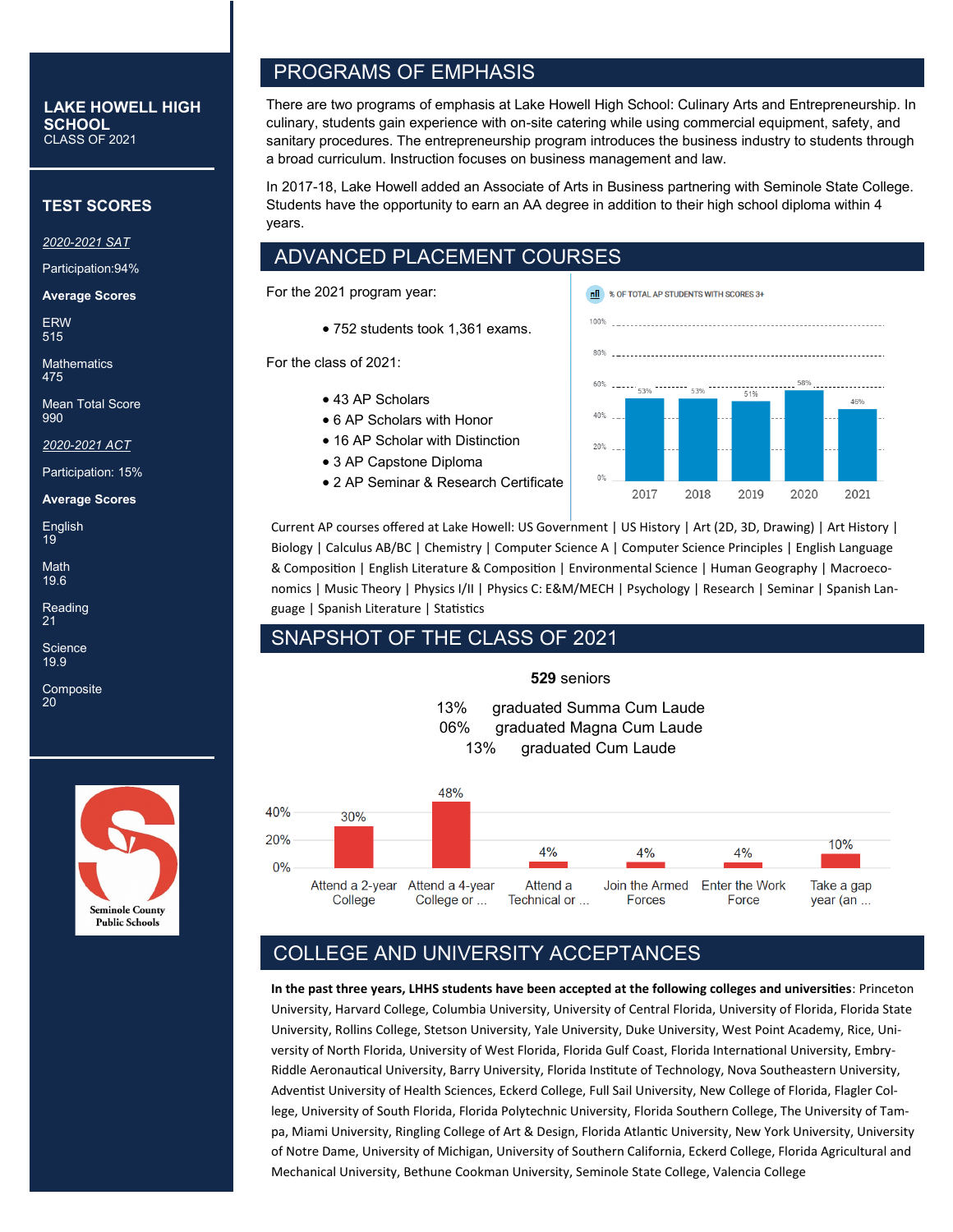**LAKE HOWELL HIGH SCHOOL**
CLASS OF 2021

## TEST SCORES

*2020-2021 SAT*

Participation:94%

**Average Scores**

ERW
515

Mathematics
475

Mean Total Score
990

*2020-2021 ACT*

Participation: 15%

**Average Scores**

English
19

Math
19.6

Reading
21

Science
19.9

Composite
20

Seminole County Public Schools

## PROGRAMS OF EMPHASIS

There are two programs of emphasis at Lake Howell High School: Culinary Arts and Entrepreneurship. In culinary, students gain experience with on-site catering while using commercial equipment, safety, and sanitary procedures. The entrepreneurship program introduces the business industry to students through a broad curriculum. Instruction focuses on business management and law.

In 2017-18, Lake Howell added an Associate of Arts in Business partnering with Seminole State College. Students have the opportunity to earn an AA degree in addition to their high school diploma within 4 years.

## ADVANCED PLACEMENT COURSES

For the 2021 program year:

- 752 students took 1,361 exams.

For the class of 2021:

- 43 AP Scholars
- 6 AP Scholars with Honor
- 16 AP Scholar with Distinction
- 3 AP Capstone Diploma
- 2 AP Seminar & Research Certificate

% OF TOTAL AP STUDENTS WITH SCORES 3+

100%
80%
60%
40%
20%
0%

53% 53% 51% 58% 46%

2017 2018 2019 2020 2021

Current AP courses offered at Lake Howell: US Government | US History | Art (2D, 3D, Drawing) | Art History | Biology | Calculus AB/BC | Chemistry | Computer Science A | Computer Science Principles | English Language & Composition | English Literature & Composition | Environmental Science | Human Geography | Macroeconomics | Music Theory | Physics I/II | Physics C: E&M/MECH | Psychology | Research | Seminar | Spanish Language | Spanish Literature | Statistics

## SNAPSHOT OF THE CLASS OF 2021

**529** seniors

13% graduated Summa Cum Laude
06% graduated Magna Cum Laude
13% graduated Cum Laude

40%
20%
0%

30% Attend a 2-year College
48% Attend a 4-year College or ...
4% Attend a Technical or ...
4% Join the Armed Forces
4% Enter the Work Force
10% Take a gap year (an ...

## COLLEGE AND UNIVERSITY ACCEPTANCES

**In the past three years, LHHS students have been accepted at the following colleges and universities**: Princeton University, Harvard College, Columbia University, University of Central Florida, University of Florida, Florida State University, Rollins College, Stetson University, Yale University, Duke University, West Point Academy, Rice, University of North Florida, University of West Florida, Florida Gulf Coast, Florida International University, Embry-Riddle Aeronautical University, Barry University, Florida Institute of Technology, Nova Southeastern University, Adventist University of Health Sciences, Eckerd College, Full Sail University, New College of Florida, Flagler College, University of South Florida, Florida Polytechnic University, Florida Southern College, The University of Tampa, Miami University, Ringling College of Art & Design, Florida Atlantic University, New York University, University of Notre Dame, University of Michigan, University of Southern California, Eckerd College, Florida Agricultural and Mechanical University, Bethune Cookman University, Seminole State College, Valencia College